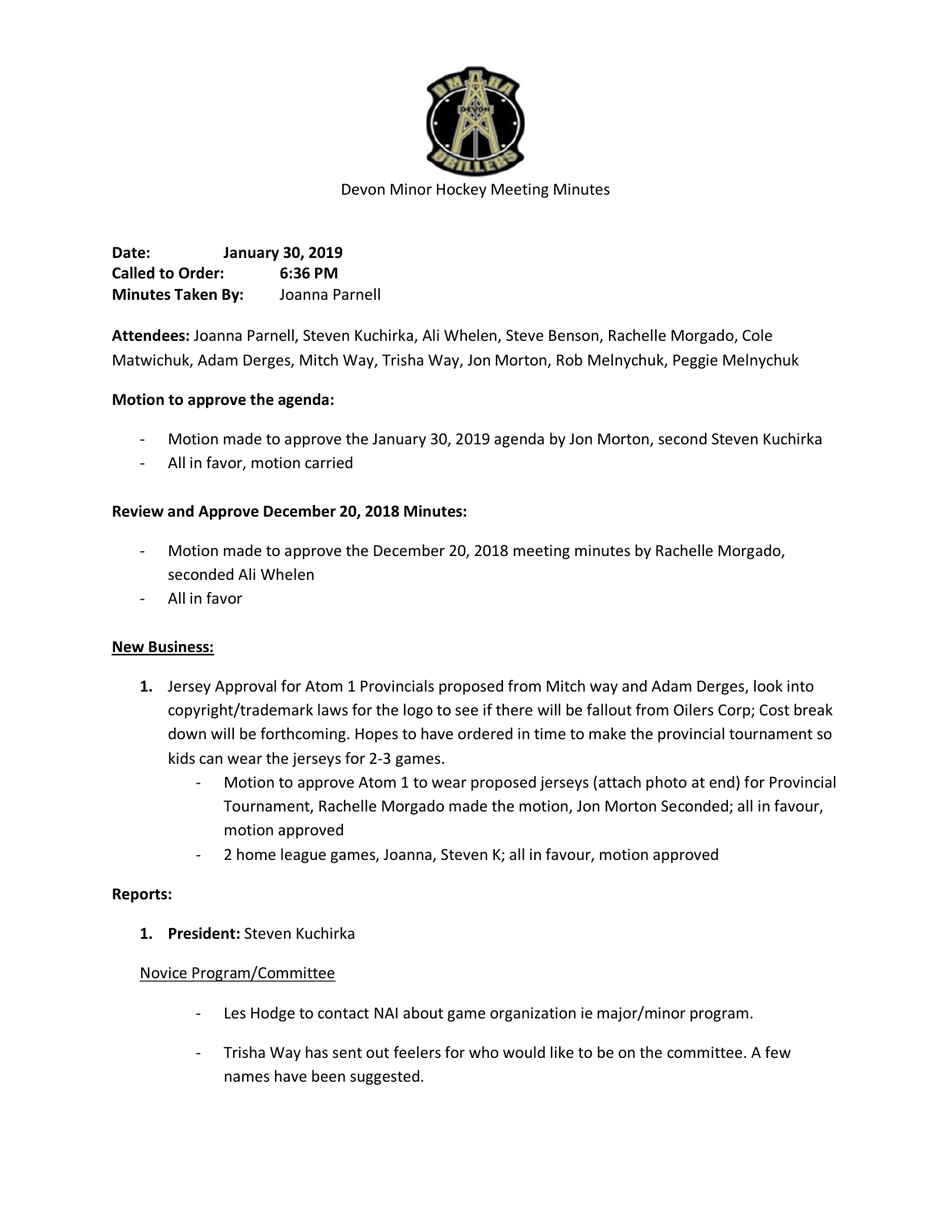Devon Minor Hockey Meeting Minutes

**Date:** **January 30, 2019**
**Called to Order:** **6:36 PM**
**Minutes Taken By:** Joanna Parnell

**Attendees:** Joanna Parnell, Steven Kuchirka, Ali Whelen, Steve Benson, Rachelle Morgado, Cole Matwichuk, Adam Derges, Mitch Way, Trisha Way, Jon Morton, Rob Melnychuk, Peggie Melnychuk

**Motion to approve the agenda:**

- Motion made to approve the January 30, 2019 agenda by Jon Morton, second Steven Kuchirka
- All in favor, motion carried

**Review and Approve December 20, 2018 Minutes:**

- Motion made to approve the December 20, 2018 meeting minutes by Rachelle Morgado, seconded Ali Whelen
- All in favor

**New Business:**

1. Jersey Approval for Atom 1 Provincials proposed from Mitch way and Adam Derges, look into copyright/trademark laws for the logo to see if there will be fallout from Oilers Corp; Cost break down will be forthcoming. Hopes to have ordered in time to make the provincial tournament so kids can wear the jerseys for 2-3 games.
   - Motion to approve Atom 1 to wear proposed jerseys (attach photo at end) for Provincial Tournament, Rachelle Morgado made the motion, Jon Morton Seconded; all in favour, motion approved
   - 2 home league games, Joanna, Steven K; all in favour, motion approved

**Reports:**

1. **President:** Steven Kuchirka

Novice Program/Committee

- Les Hodge to contact NAI about game organization ie major/minor program.
- Trisha Way has sent out feelers for who would like to be on the committee. A few names have been suggested.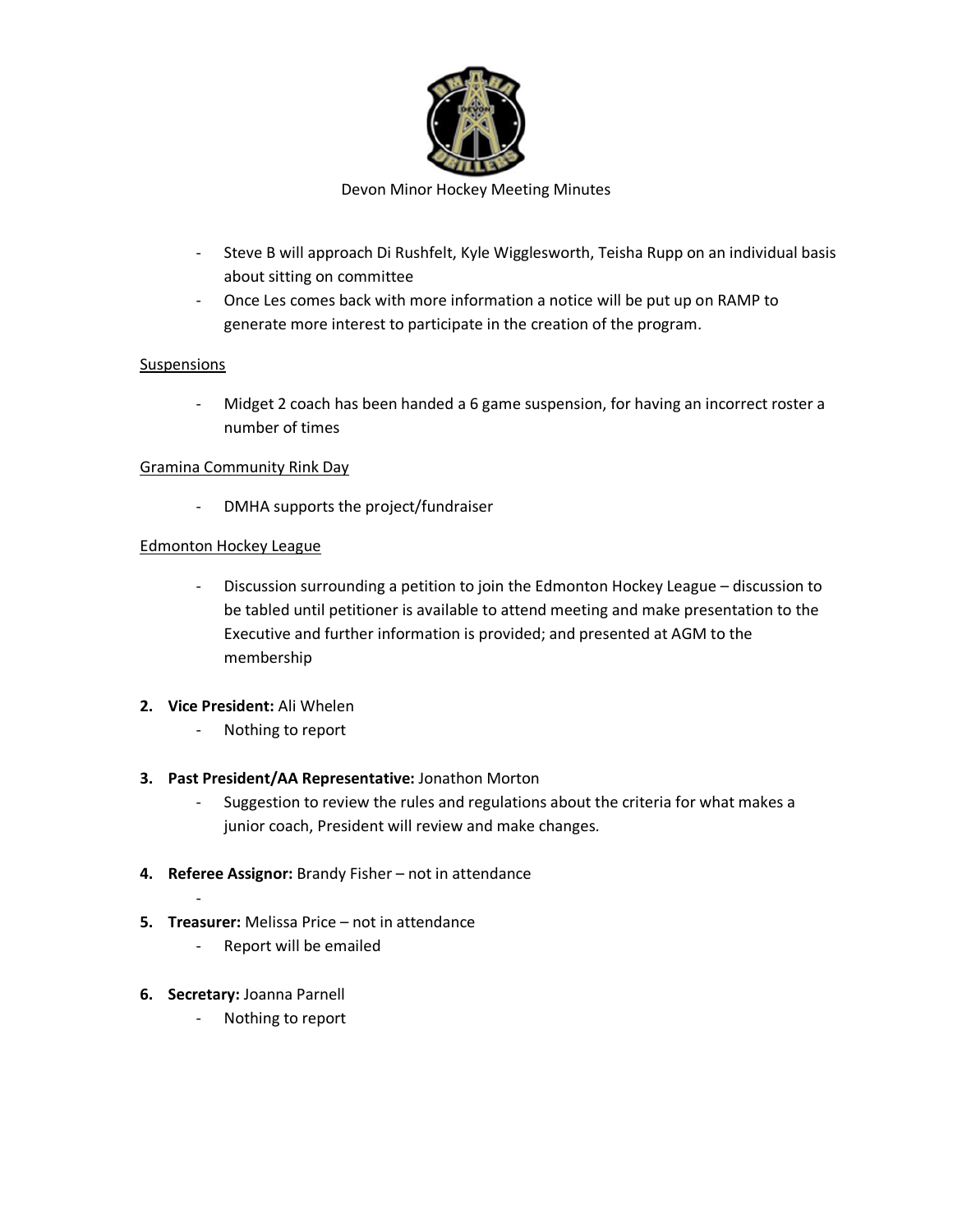Devon Minor Hockey Meeting Minutes

- Steve B will approach Di Rushfelt, Kyle Wigglesworth, Teisha Rupp on an individual basis about sitting on committee
- Once Les comes back with more information a notice will be put up on RAMP to generate more interest to participate in the creation of the program.

Suspensions

- Midget 2 coach has been handed a 6 game suspension, for having an incorrect roster a number of times

Gramina Community Rink Day

- DMHA supports the project/fundraiser

Edmonton Hockey League

- Discussion surrounding a petition to join the Edmonton Hockey League – discussion to be tabled until petitioner is available to attend meeting and make presentation to the Executive and further information is provided; and presented at AGM to the membership

2. **Vice President:** Ali Whelen
   - Nothing to report

3. **Past President/AA Representative:** Jonathon Morton
   - Suggestion to review the rules and regulations about the criteria for what makes a junior coach, President will review and make changes.

4. **Referee Assignor:** Brandy Fisher – not in attendance
   -

5. **Treasurer:** Melissa Price – not in attendance
   - Report will be emailed

6. **Secretary:** Joanna Parnell
   - Nothing to report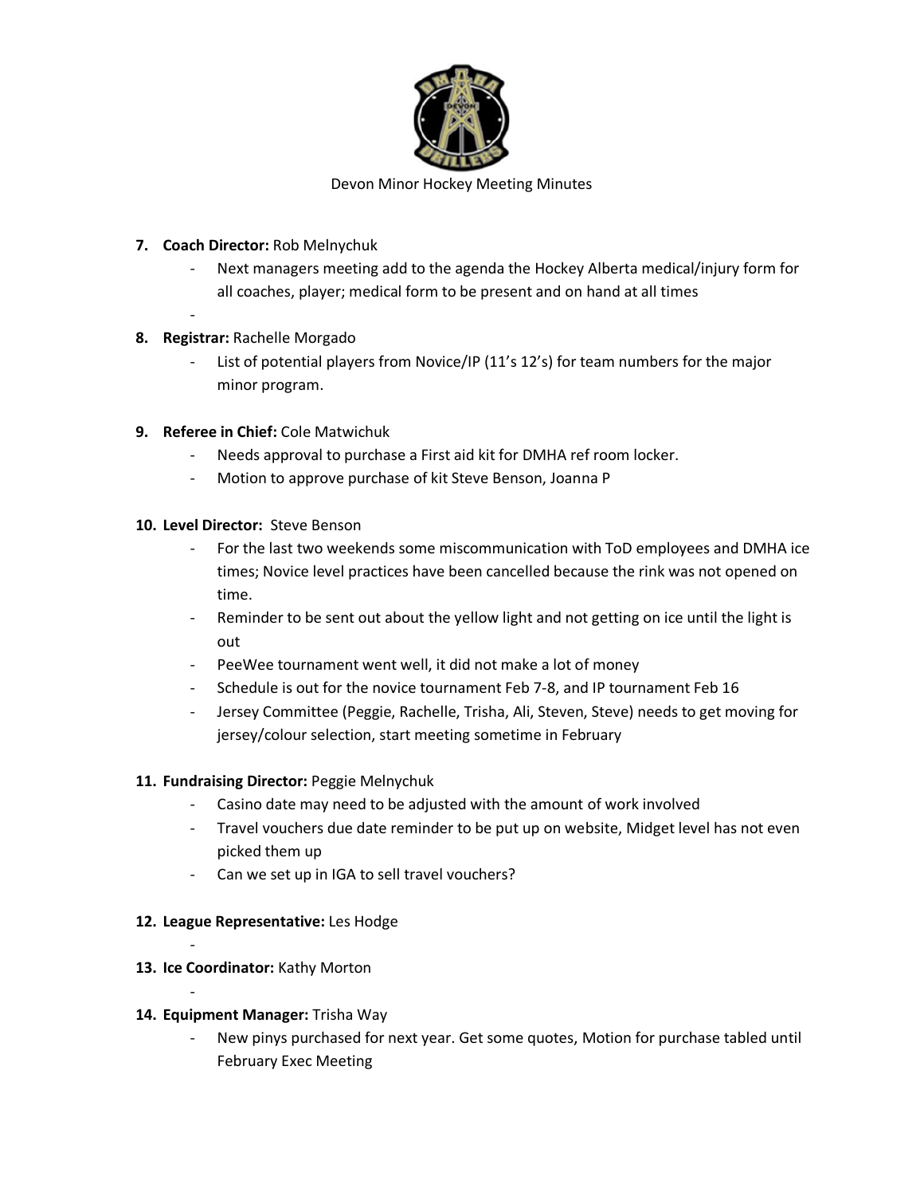Devon Minor Hockey Meeting Minutes

7. **Coach Director:** Rob Melnychuk
   - Next managers meeting add to the agenda the Hockey Alberta medical/injury form for all coaches, player; medical form to be present and on hand at all times
   -

8. **Registrar:** Rachelle Morgado
   - List of potential players from Novice/IP (11's 12's) for team numbers for the major minor program.

9. **Referee in Chief:** Cole Matwichuk
   - Needs approval to purchase a First aid kit for DMHA ref room locker.
   - Motion to approve purchase of kit Steve Benson, Joanna P

10. **Level Director:** Steve Benson
    - For the last two weekends some miscommunication with ToD employees and DMHA ice times; Novice level practices have been cancelled because the rink was not opened on time.
    - Reminder to be sent out about the yellow light and not getting on ice until the light is out
    - PeeWee tournament went well, it did not make a lot of money
    - Schedule is out for the novice tournament Feb 7-8, and IP tournament Feb 16
    - Jersey Committee (Peggie, Rachelle, Trisha, Ali, Steven, Steve) needs to get moving for jersey/colour selection, start meeting sometime in February

11. **Fundraising Director:** Peggie Melnychuk
    - Casino date may need to be adjusted with the amount of work involved
    - Travel vouchers due date reminder to be put up on website, Midget level has not even picked them up
    - Can we set up in IGA to sell travel vouchers?

12. **League Representative:** Les Hodge
    -

13. **Ice Coordinator:** Kathy Morton
    -

14. **Equipment Manager:** Trisha Way
    - New pinys purchased for next year. Get some quotes, Motion for purchase tabled until February Exec Meeting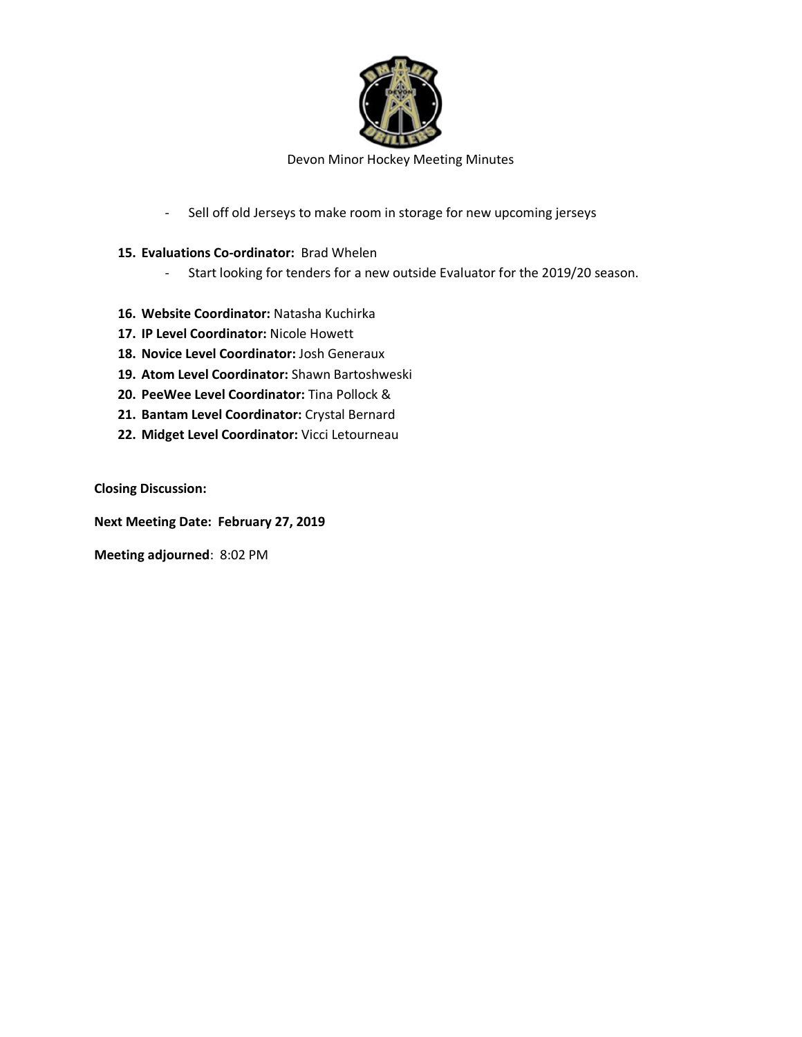Devon Minor Hockey Meeting Minutes

- Sell off old Jerseys to make room in storage for new upcoming jerseys

15. **Evaluations Co-ordinator:** Brad Whelen
    - Start looking for tenders for a new outside Evaluator for the 2019/20 season.

16. **Website Coordinator:** Natasha Kuchirka
17. **IP Level Coordinator:** Nicole Howett
18. **Novice Level Coordinator:** Josh Generaux
19. **Atom Level Coordinator:** Shawn Bartoshweski
20. **PeeWee Level Coordinator:** Tina Pollock &
21. **Bantam Level Coordinator:** Crystal Bernard
22. **Midget Level Coordinator:** Vicci Letourneau

**Closing Discussion:**

**Next Meeting Date: February 27, 2019**

**Meeting adjourned**: 8:02 PM